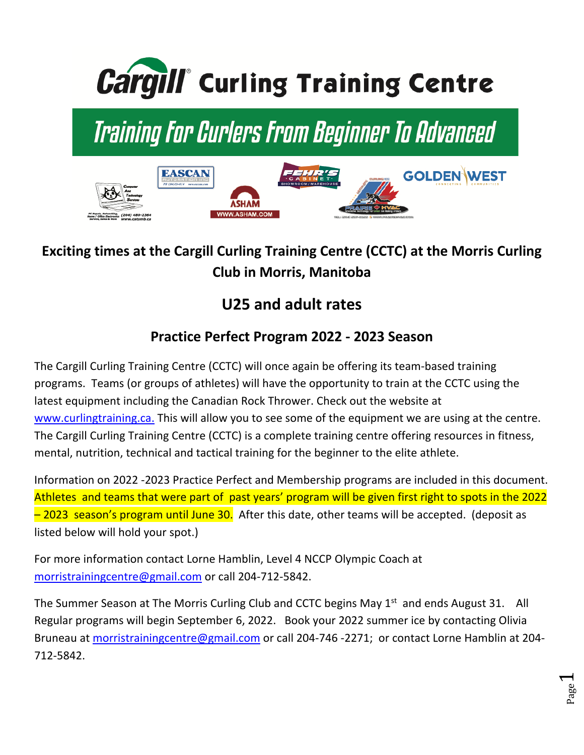# Cargill Curling Training Centre

## Training For Curlers From Beginner To Advanced

### Exciting times at the Cargill Curling Training Centre (CCTC) at the Morris Curling Club in Morris, Manitoba

## U25 and adult rates

### Practice Perfect Program 2022 - 2023 Season

The Cargill Curling Training Centre (CCTC) will once again be offering its team-based training programs. Teams (or groups of athletes) will have the opportunity to train at the CCTC using the latest equipment including the Canadian Rock Thrower. Check out the website at www.curlingtraining.ca. This will allow you to see some of the equipment we are using at the centre. The Cargill Curling Training Centre (CCTC) is a complete training centre offering resources in fitness, mental, nutrition, technical and tactical training for the beginner to the elite athlete.

Information on 2022 -2023 Practice Perfect and Membership programs are included in this document. Athletes and teams that were part of past years' program will be given first right to spots in the 2022 – 2023 season's program until June 30. After this date, other teams will be accepted. (deposit as listed below will hold your spot.)

For more information contact Lorne Hamblin, Level 4 NCCP Olympic Coach at morristrainingcentre@gmail.com or call 204-712-5842.

The Summer Season at The Morris Curling Club and CCTC begins May 1st and ends August 31. All Regular programs will begin September 6, 2022. Book your 2022 summer ice by contacting Olivia Bruneau at morristrainingcentre@gmail.com or call 204-746 -2271; or contact Lorne Hamblin at 204-712-5842.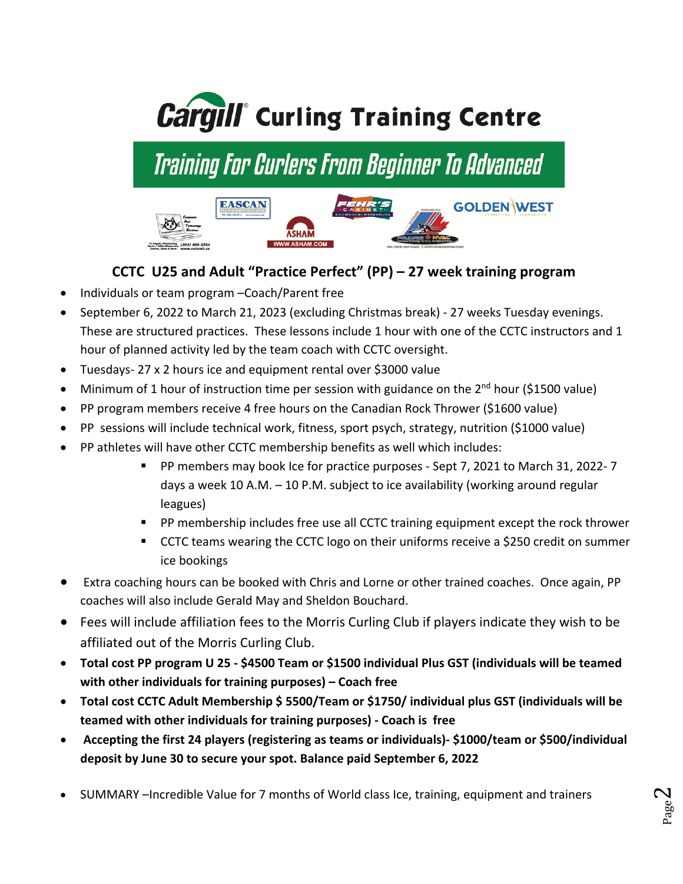# Cargill® Curling Training Centre

## Training For Curlers From Beginner To Advanced

EASCAN · ASHAM WWW.ASHAM.COM · FEHR'S CABINET SHOWROOM/WAREHOUSE · GOLDEN WEST · PRAIRIE HVAC

### CCTC U25 and Adult "Practice Perfect" (PP) – 27 week training program

- Individuals or team program –Coach/Parent free
- September 6, 2022 to March 21, 2023 (excluding Christmas break) - 27 weeks Tuesday evenings. These are structured practices. These lessons include 1 hour with one of the CCTC instructors and 1 hour of planned activity led by the team coach with CCTC oversight.
- Tuesdays- 27 x 2 hours ice and equipment rental over $3000 value
- Minimum of 1 hour of instruction time per session with guidance on the 2nd hour ($1500 value)
- PP program members receive 4 free hours on the Canadian Rock Thrower ($1600 value)
- PP sessions will include technical work, fitness, sport psych, strategy, nutrition ($1000 value)
- PP athletes will have other CCTC membership benefits as well which includes:
  - PP members may book Ice for practice purposes - Sept 7, 2021 to March 31, 2022- 7 days a week 10 A.M. – 10 P.M. subject to ice availability (working around regular leagues)
  - PP membership includes free use all CCTC training equipment except the rock thrower
  - CCTC teams wearing the CCTC logo on their uniforms receive a $250 credit on summer ice bookings
- Extra coaching hours can be booked with Chris and Lorne or other trained coaches. Once again, PP coaches will also include Gerald May and Sheldon Bouchard.
- Fees will include affiliation fees to the Morris Curling Club if players indicate they wish to be affiliated out of the Morris Curling Club.
- **Total cost PP program U 25 - $4500 Team or $1500 individual Plus GST (individuals will be teamed with other individuals for training purposes) – Coach free**
- **Total cost CCTC Adult Membership $ 5500/Team or $1750/ individual plus GST (individuals will be teamed with other individuals for training purposes) - Coach is free**
- **Accepting the first 24 players (registering as teams or individuals)- $1000/team or $500/individual deposit by June 30 to secure your spot. Balance paid September 6, 2022**
- SUMMARY –Incredible Value for 7 months of World class Ice, training, equipment and trainers